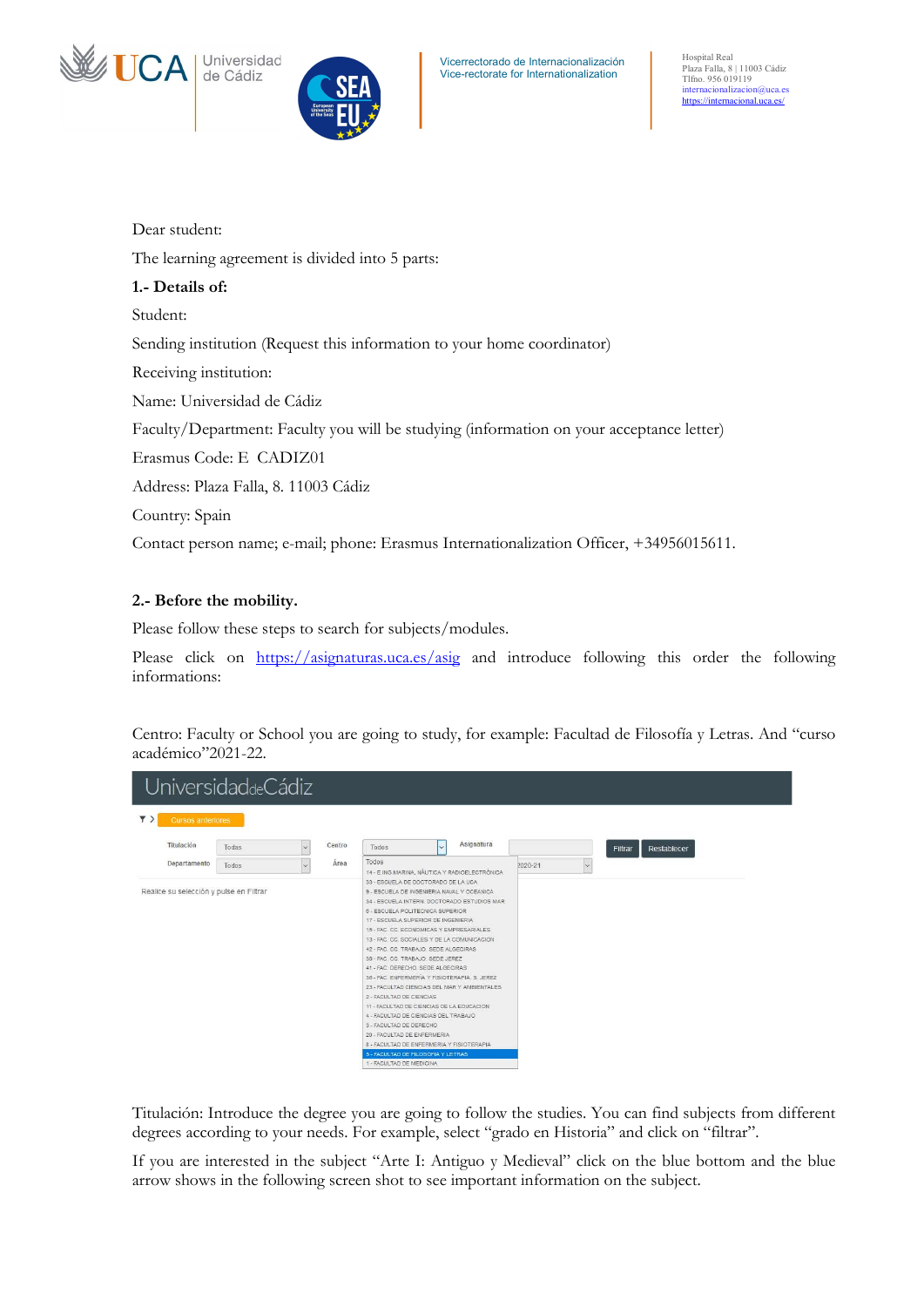Vicerrectorado de Internacionalización
Vice-rectorate for Internationalization

Hospital Real
Plaza Falla, 8 | 11003 Cádiz
Tlfno. 956 019119
internacionalizacion@uca.es
https://internacional.uca.es/

Dear student:

The learning agreement is divided into 5 parts:

**1.- Details of:**

Student:

Sending institution (Request this information to your home coordinator)

Receiving institution:

Name: Universidad de Cádiz

Faculty/Department: Faculty you will be studying (information on your acceptance letter)

Erasmus Code: E CADIZ01

Address: Plaza Falla, 8. 11003 Cádiz

Country: Spain

Contact person name; e-mail; phone: Erasmus Internationalization Officer, +34956015611.

**2.- Before the mobility.**

Please follow these steps to search for subjects/modules.

Please click on https://asignaturas.uca.es/asig and introduce following this order the following informations:

Centro: Faculty or School you are going to study, for example: Facultad de Filosofía y Letras. And "curso académico"2021-22.

Titulación: Introduce the degree you are going to follow the studies. You can find subjects from different degrees according to your needs. For example, select "grado en Historia" and click on "filtrar".

If you are interested in the subject "Arte I: Antiguo y Medieval" click on the blue bottom and the blue arrow shows in the following screen shot to see important information on the subject.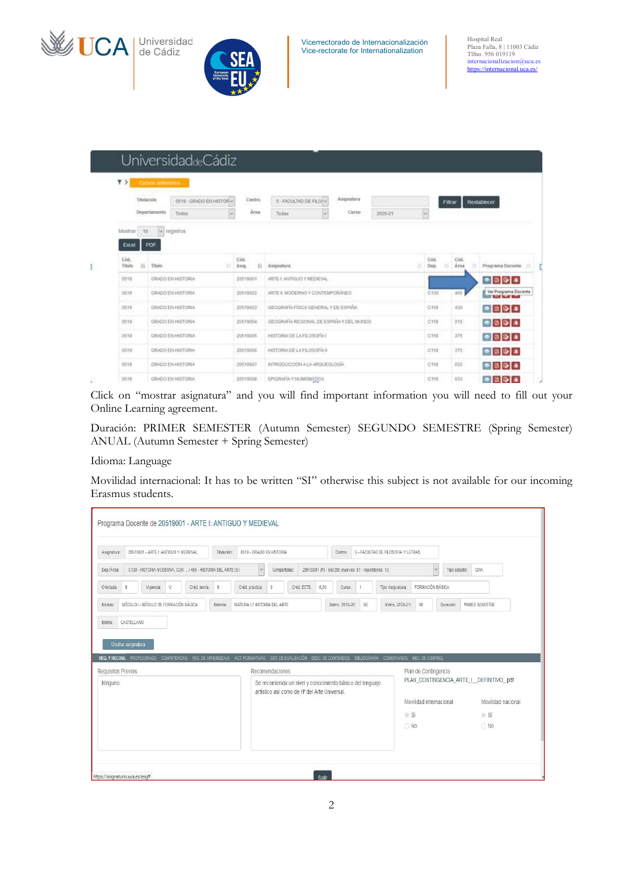Click on "mostrar asignatura" and you will find important information you will need to fill out your Online Learning agreement.

Duración: PRIMER SEMESTER (Autumn Semester) SEGUNDO SEMESTRE (Spring Semester) ANUAL (Autumn Semester + Spring Semester)

Idioma: Language

Movilidad internacional: It has to be written "SI" otherwise this subject is not available for our incoming Erasmus students.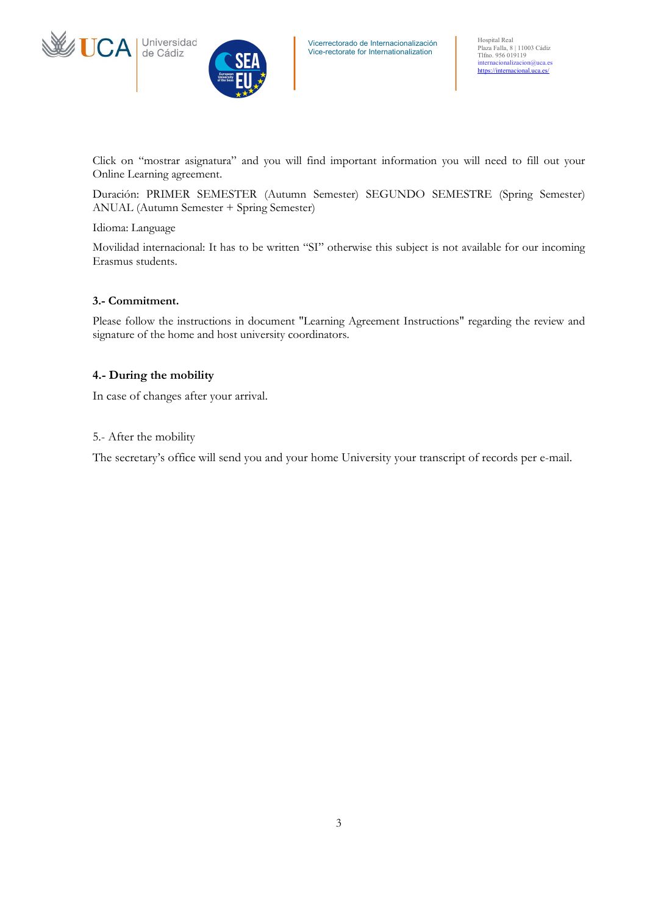Click on “mostrar asignatura” and you will find important information you will need to fill out your Online Learning agreement.

Duración: PRIMER SEMESTER (Autumn Semester) SEGUNDO SEMESTRE (Spring Semester) ANUAL (Autumn Semester + Spring Semester)

Idioma: Language

Movilidad internacional: It has to be written “SI” otherwise this subject is not available for our incoming Erasmus students.

### 3.- Commitment.

Please follow the instructions in document "Learning Agreement Instructions" regarding the review and signature of the home and host university coordinators.

### 4.- During the mobility

In case of changes after your arrival.

5.- After the mobility

The secretary’s office will send you and your home University your transcript of records per e-mail.